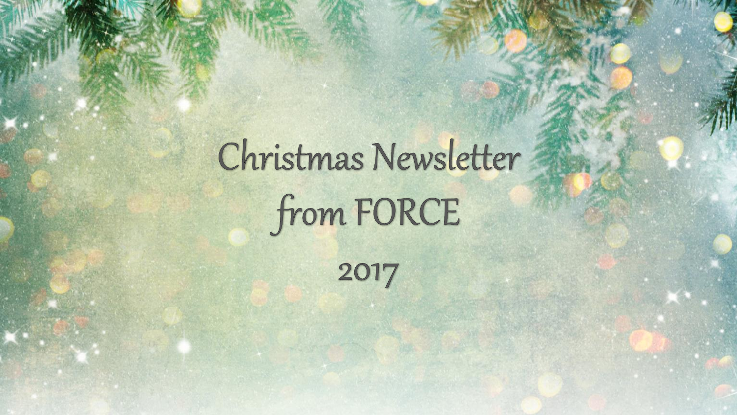# Christmas Newsletter from FORCE

2017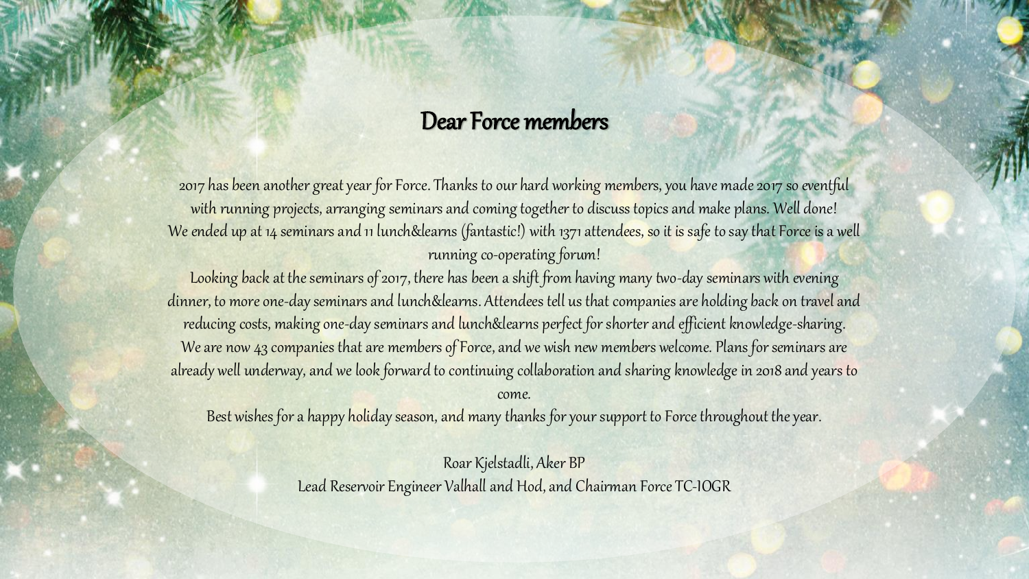# Dear Force members

2017 has been another great year for Force. Thanks to our hard working members, you have made 2017 so eventful with running projects, arranging seminars and coming together to discuss topics and make plans. Well done!
We ended up at 14 seminars and 11 lunch&learns (fantastic!) with 1371 attendees, so it is safe to say that Force is a well running co-operating forum!
Looking back at the seminars of 2017, there has been a shift from having many two-day seminars with evening dinner, to more one-day seminars and lunch&learns. Attendees tell us that companies are holding back on travel and reducing costs, making one-day seminars and lunch&learns perfect for shorter and efficient knowledge-sharing.
We are now 43 companies that are members of Force, and we wish new members welcome. Plans for seminars are already well underway, and we look forward to continuing collaboration and sharing knowledge in 2018 and years to come.
Best wishes for a happy holiday season, and many thanks for your support to Force throughout the year.

Roar Kjelstadli, Aker BP
Lead Reservoir Engineer Valhall and Hod, and Chairman Force TC-IOGR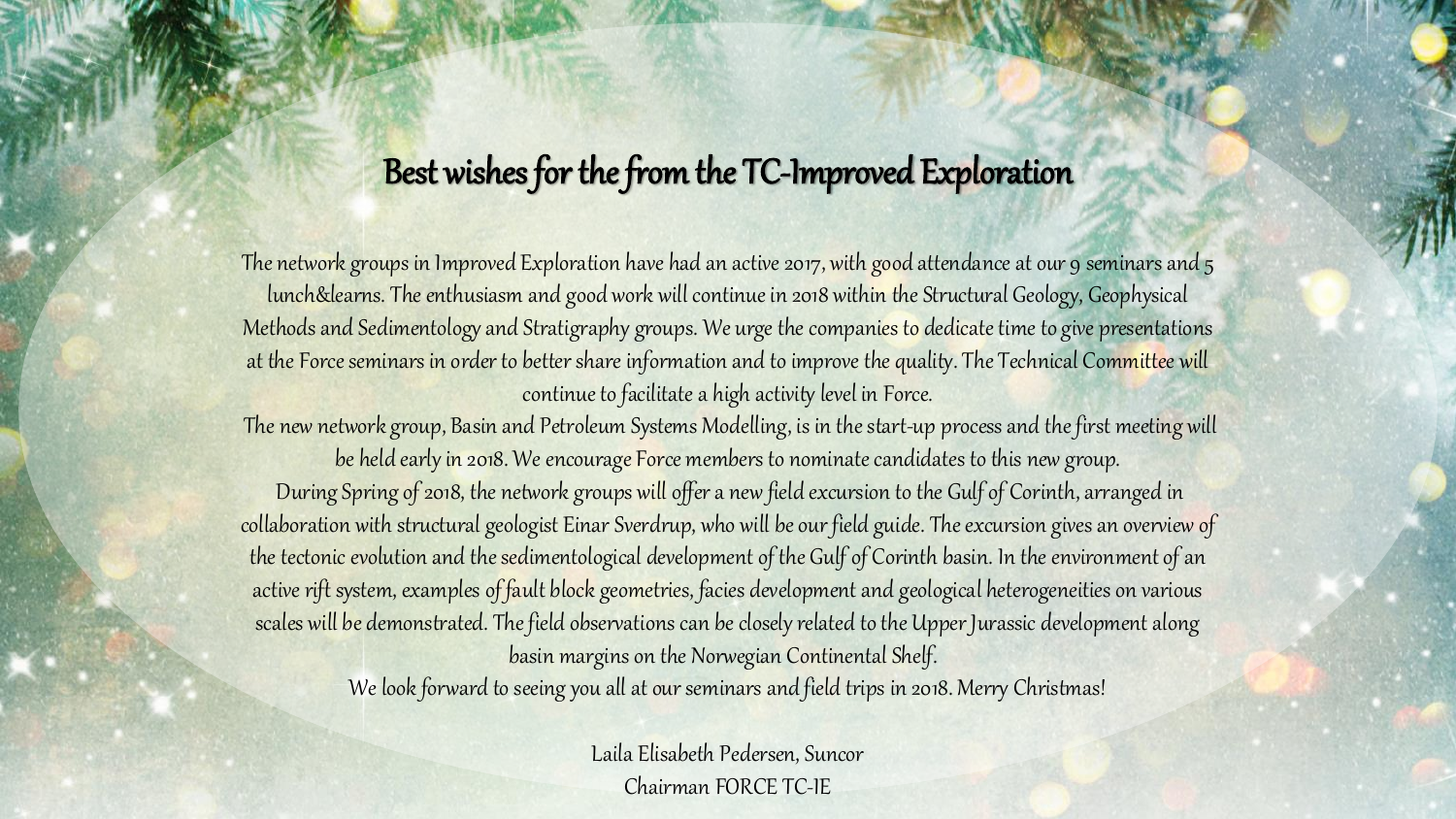# Best wishes for the from the TC-Improved Exploration

The network groups in Improved Exploration have had an active 2017, with good attendance at our 9 seminars and 5 lunch&learns. The enthusiasm and good work will continue in 2018 within the Structural Geology, Geophysical Methods and Sedimentology and Stratigraphy groups. We urge the companies to dedicate time to give presentations at the Force seminars in order to better share information and to improve the quality. The Technical Committee will continue to facilitate a high activity level in Force.

The new network group, Basin and Petroleum Systems Modelling, is in the start-up process and the first meeting will be held early in 2018. We encourage Force members to nominate candidates to this new group.

During Spring of 2018, the network groups will offer a new field excursion to the Gulf of Corinth, arranged in collaboration with structural geologist Einar Sverdrup, who will be our field guide. The excursion gives an overview of the tectonic evolution and the sedimentological development of the Gulf of Corinth basin. In the environment of an active rift system, examples of fault block geometries, facies development and geological heterogeneities on various scales will be demonstrated. The field observations can be closely related to the Upper Jurassic development along basin margins on the Norwegian Continental Shelf.

We look forward to seeing you all at our seminars and field trips in 2018. Merry Christmas!

Laila Elisabeth Pedersen, Suncor
Chairman FORCE TC-IE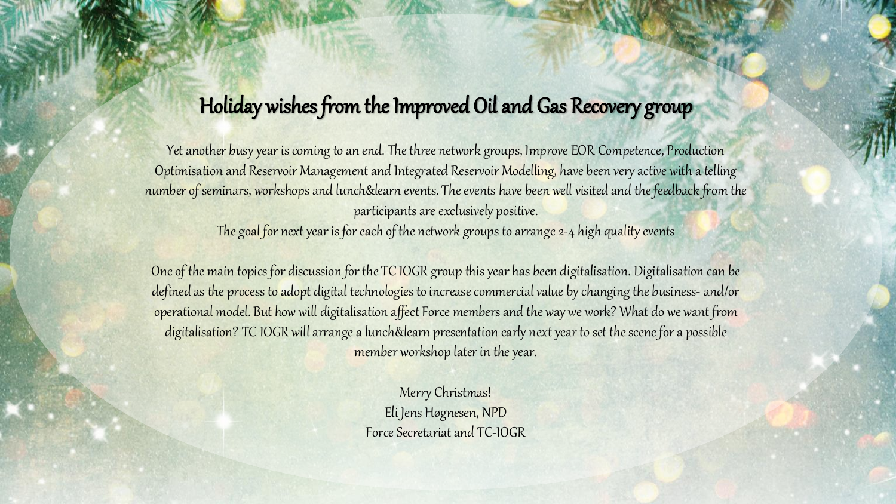# Holiday wishes from the Improved Oil and Gas Recovery group

Yet another busy year is coming to an end. The three network groups, Improve EOR Competence, Production Optimisation and Reservoir Management and Integrated Reservoir Modelling, have been very active with a telling number of seminars, workshops and lunch&learn events. The events have been well visited and the feedback from the participants are exclusively positive.
The goal for next year is for each of the network groups to arrange 2-4 high quality events

One of the main topics for discussion for the TC IOGR group this year has been digitalisation. Digitalisation can be defined as the process to adopt digital technologies to increase commercial value by changing the business- and/or operational model. But how will digitalisation affect Force members and the way we work? What do we want from digitalisation? TC IOGR will arrange a lunch&learn presentation early next year to set the scene for a possible member workshop later in the year.

Merry Christmas!
Eli Jens Høgnesen, NPD
Force Secretariat and TC-IOGR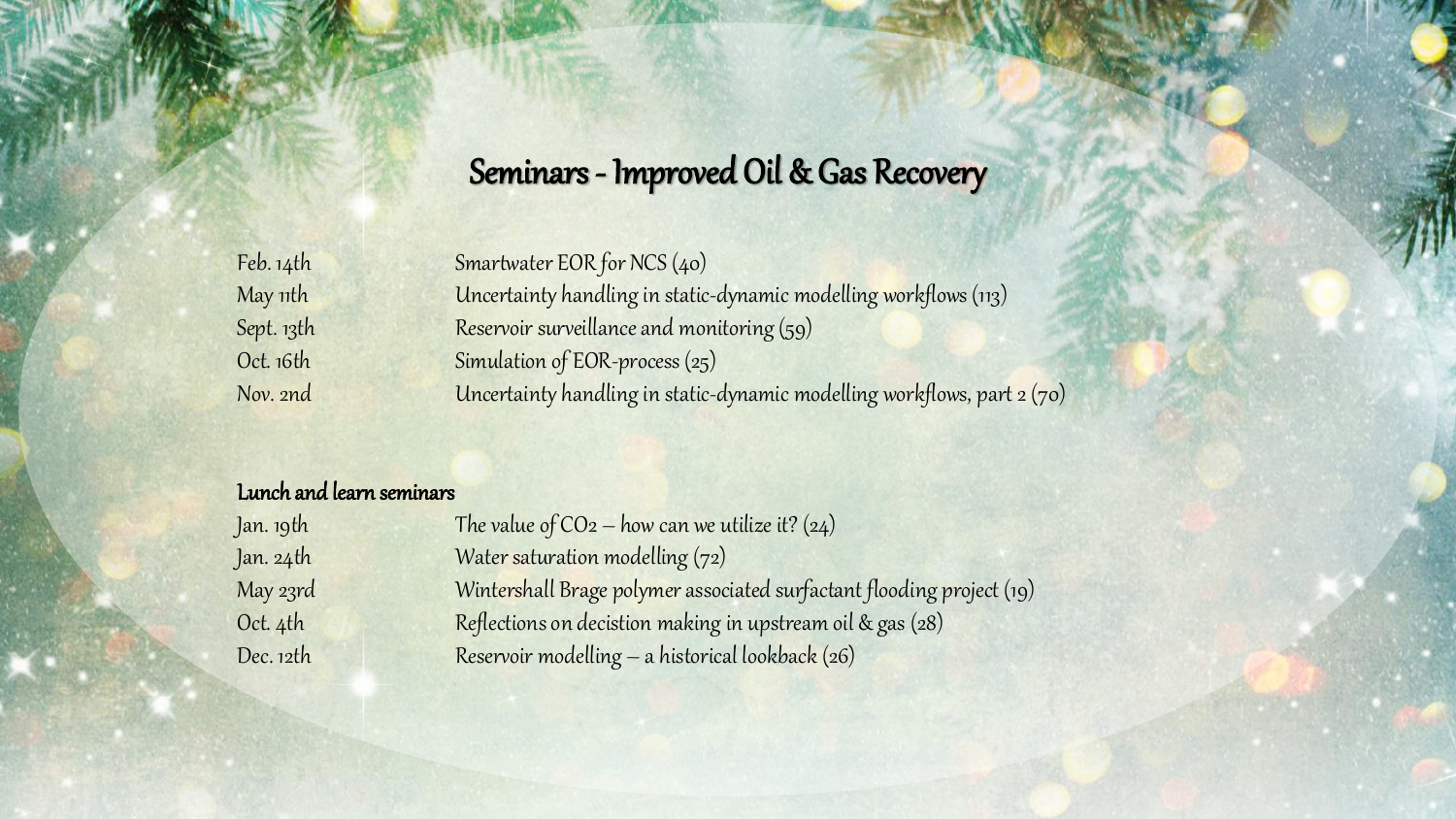# Seminars - Improved Oil & Gas Recovery

| | |
|---|---|
| Feb. 14th | Smartwater EOR for NCS (40) |
| May 11th | Uncertainty handling in static-dynamic modelling workflows (113) |
| Sept. 13th | Reservoir surveillance and monitoring (59) |
| Oct. 16th | Simulation of EOR-process (25) |
| Nov. 2nd | Uncertainty handling in static-dynamic modelling workflows, part 2 (70) |

**Lunch and learn seminars**

| | |
|---|---|
| Jan. 19th | The value of $CO_2$ – how can we utilize it? (24) |
| Jan. 24th | Water saturation modelling (72) |
| May 23rd | Wintershall Brage polymer associated surfactant flooding project (19) |
| Oct. 4th | Reflections on decistion making in upstream oil & gas (28) |
| Dec. 12th | Reservoir modelling – a historical lookback (26) |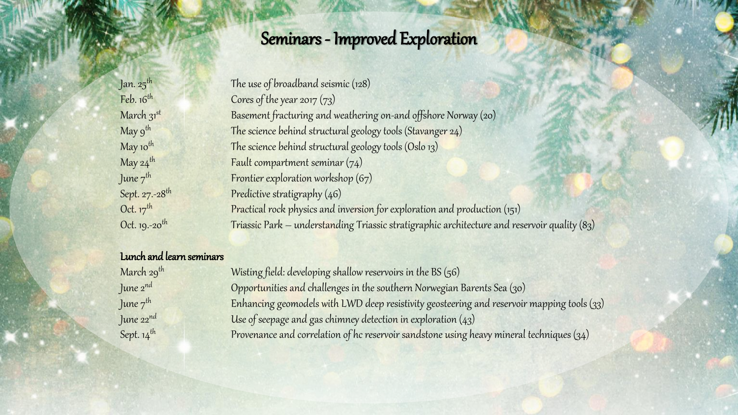# Seminars - Improved Exploration

| | |
|---|---|
| Jan. 25th | The use of broadband seismic (128) |
| Feb. 16th | Cores of the year 2017 (73) |
| March 31st | Basement fracturing and weathering on-and offshore Norway (20) |
| May 9th | The science behind structural geology tools (Stavanger 24) |
| May 10th | The science behind structural geology tools (Oslo 13) |
| May 24th | Fault compartment seminar (74) |
| June 7th | Frontier exploration workshop (67) |
| Sept. 27.-28th | Predictive stratigraphy (46) |
| Oct. 17th | Practical rock physics and inversion for exploration and production (151) |
| Oct. 19.-20th | Triassic Park – understanding Triassic stratigraphic architecture and reservoir quality (83) |

**Lunch and learn seminars**

| | |
|---|---|
| March 29th | Wisting field: developing shallow reservoirs in the BS (56) |
| June 2nd | Opportunities and challenges in the southern Norwegian Barents Sea (30) |
| June 7th | Enhancing geomodels with LWD deep resistivity geosteering and reservoir mapping tools (33) |
| June 22nd | Use of seepage and gas chimney detection in exploration (43) |
| Sept. 14th | Provenance and correlation of hc reservoir sandstone using heavy mineral techniques (34) |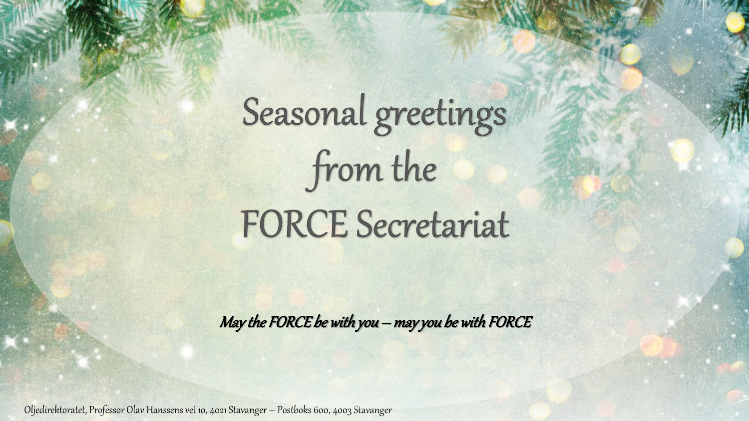# Seasonal greetings
# *from the*
# FORCE Secretariat

***May the FORCE be with you – may you be with FORCE***

Oljedirektoratet, Professor Olav Hanssens vei 10, 4021 Stavanger – Postboks 600, 4003 Stavanger